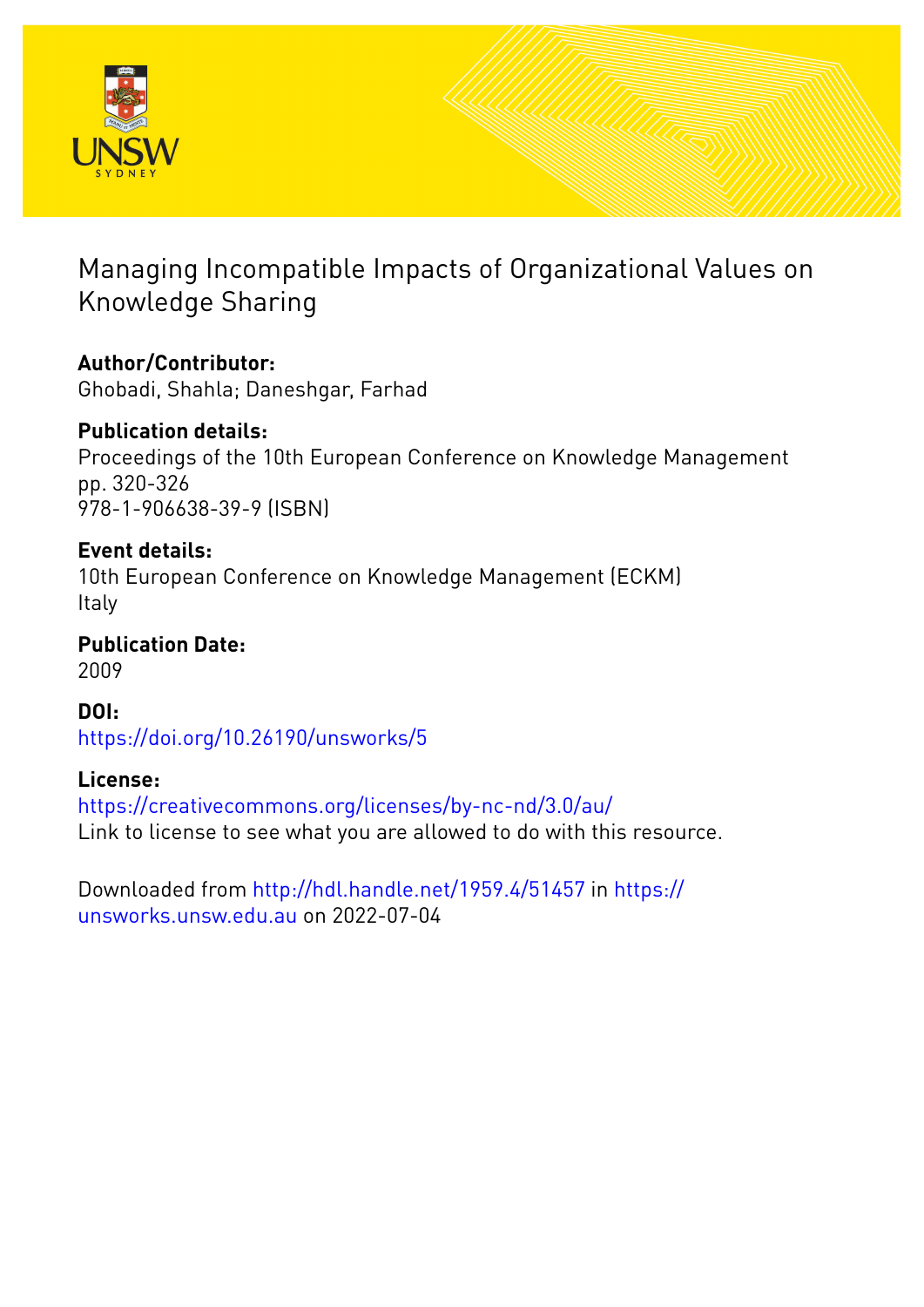# Managing Incompatible Impacts of Organizational Values on Knowledge Sharing

**Author/Contributor:**
Ghobadi, Shahla; Daneshgar, Farhad

**Publication details:**
Proceedings of the 10th European Conference on Knowledge Management
pp. 320-326
978-1-906638-39-9 (ISBN)

**Event details:**
10th European Conference on Knowledge Management (ECKM)
Italy

**Publication Date:**
2009

**DOI:**
https://doi.org/10.26190/unsworks/5

**License:**
https://creativecommons.org/licenses/by-nc-nd/3.0/au/
Link to license to see what you are allowed to do with this resource.

Downloaded from http://hdl.handle.net/1959.4/51457 in https://unsworks.unsw.edu.au on 2022-07-04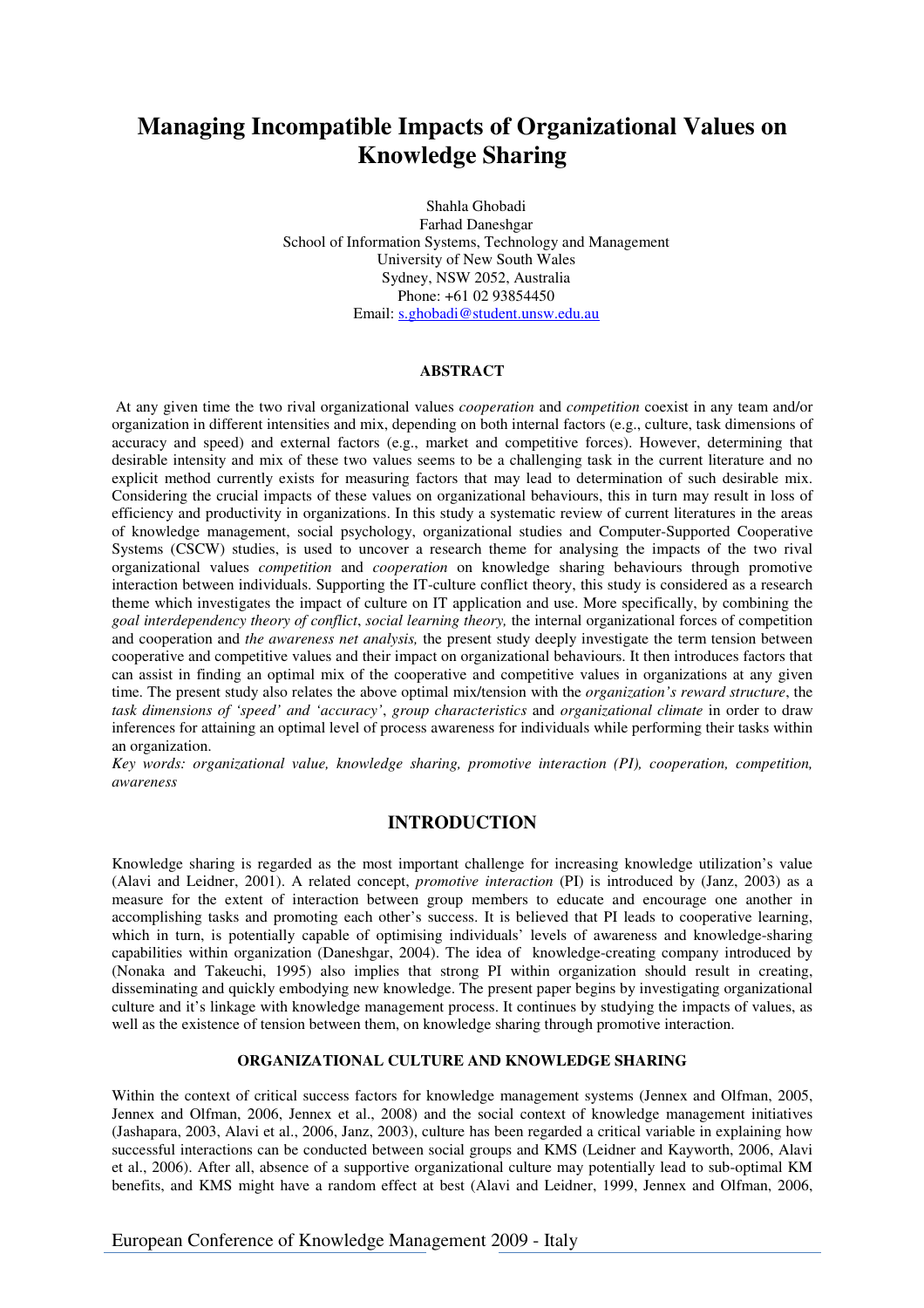# Managing Incompatible Impacts of Organizational Values on Knowledge Sharing

Shahla Ghobadi
Farhad Daneshgar
School of Information Systems, Technology and Management
University of New South Wales
Sydney, NSW 2052, Australia
Phone: +61 02 93854450
Email: s.ghobadi@student.unsw.edu.au

## ABSTRACT

At any given time the two rival organizational values *cooperation* and *competition* coexist in any team and/or organization in different intensities and mix, depending on both internal factors (e.g., culture, task dimensions of accuracy and speed) and external factors (e.g., market and competitive forces). However, determining that desirable intensity and mix of these two values seems to be a challenging task in the current literature and no explicit method currently exists for measuring factors that may lead to determination of such desirable mix. Considering the crucial impacts of these values on organizational behaviours, this in turn may result in loss of efficiency and productivity in organizations. In this study a systematic review of current literatures in the areas of knowledge management, social psychology, organizational studies and Computer-Supported Cooperative Systems (CSCW) studies, is used to uncover a research theme for analysing the impacts of the two rival organizational values *competition* and *cooperation* on knowledge sharing behaviours through promotive interaction between individuals. Supporting the IT-culture conflict theory, this study is considered as a research theme which investigates the impact of culture on IT application and use. More specifically, by combining the *goal interdependency theory of conflict*, *social learning theory,* the internal organizational forces of competition and cooperation and *the awareness net analysis,* the present study deeply investigate the term tension between cooperative and competitive values and their impact on organizational behaviours. It then introduces factors that can assist in finding an optimal mix of the cooperative and competitive values in organizations at any given time. The present study also relates the above optimal mix/tension with the *organization's reward structure*, the *task dimensions of 'speed' and 'accuracy'*, *group characteristics* and *organizational climate* in order to draw inferences for attaining an optimal level of process awareness for individuals while performing their tasks within an organization.

*Key words: organizational value, knowledge sharing, promotive interaction (PI), cooperation, competition, awareness*

## INTRODUCTION

Knowledge sharing is regarded as the most important challenge for increasing knowledge utilization's value (Alavi and Leidner, 2001). A related concept, *promotive interaction* (PI) is introduced by (Janz, 2003) as a measure for the extent of interaction between group members to educate and encourage one another in accomplishing tasks and promoting each other's success. It is believed that PI leads to cooperative learning, which in turn, is potentially capable of optimising individuals' levels of awareness and knowledge-sharing capabilities within organization (Daneshgar, 2004). The idea of knowledge-creating company introduced by (Nonaka and Takeuchi, 1995) also implies that strong PI within organization should result in creating, disseminating and quickly embodying new knowledge. The present paper begins by investigating organizational culture and it's linkage with knowledge management process. It continues by studying the impacts of values, as well as the existence of tension between them, on knowledge sharing through promotive interaction.

### ORGANIZATIONAL CULTURE AND KNOWLEDGE SHARING

Within the context of critical success factors for knowledge management systems (Jennex and Olfman, 2005, Jennex and Olfman, 2006, Jennex et al., 2008) and the social context of knowledge management initiatives (Jashapara, 2003, Alavi et al., 2006, Janz, 2003), culture has been regarded a critical variable in explaining how successful interactions can be conducted between social groups and KMS (Leidner and Kayworth, 2006, Alavi et al., 2006). After all, absence of a supportive organizational culture may potentially lead to sub-optimal KM benefits, and KMS might have a random effect at best (Alavi and Leidner, 1999, Jennex and Olfman, 2006,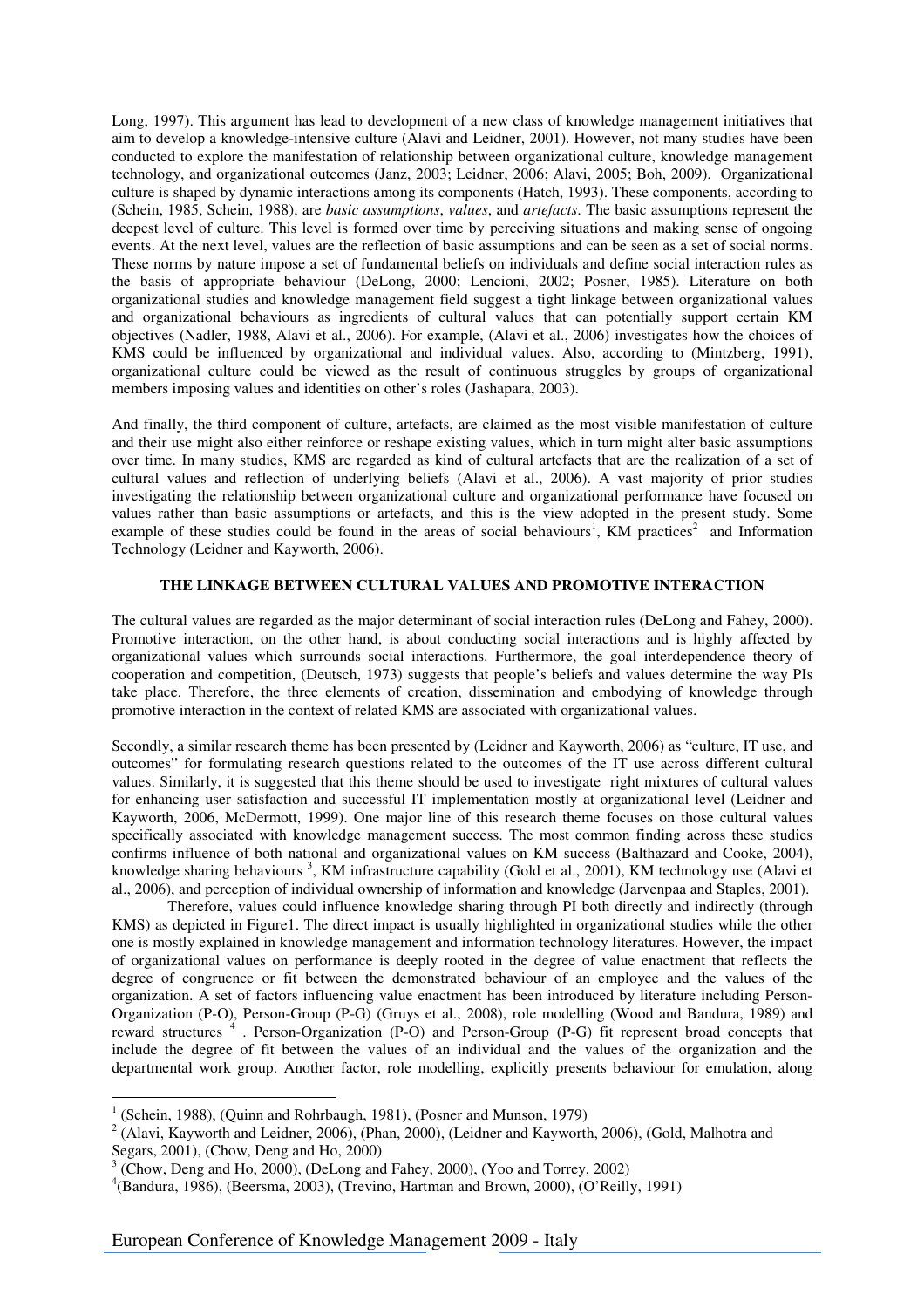Long, 1997). This argument has lead to development of a new class of knowledge management initiatives that aim to develop a knowledge-intensive culture (Alavi and Leidner, 2001). However, not many studies have been conducted to explore the manifestation of relationship between organizational culture, knowledge management technology, and organizational outcomes (Janz, 2003; Leidner, 2006; Alavi, 2005; Boh, 2009). Organizational culture is shaped by dynamic interactions among its components (Hatch, 1993). These components, according to (Schein, 1985, Schein, 1988), are *basic assumptions*, *values*, and *artefacts*. The basic assumptions represent the deepest level of culture. This level is formed over time by perceiving situations and making sense of ongoing events. At the next level, values are the reflection of basic assumptions and can be seen as a set of social norms. These norms by nature impose a set of fundamental beliefs on individuals and define social interaction rules as the basis of appropriate behaviour (DeLong, 2000; Lencioni, 2002; Posner, 1985). Literature on both organizational studies and knowledge management field suggest a tight linkage between organizational values and organizational behaviours as ingredients of cultural values that can potentially support certain KM objectives (Nadler, 1988, Alavi et al., 2006). For example, (Alavi et al., 2006) investigates how the choices of KMS could be influenced by organizational and individual values. Also, according to (Mintzberg, 1991), organizational culture could be viewed as the result of continuous struggles by groups of organizational members imposing values and identities on other's roles (Jashapara, 2003).

And finally, the third component of culture, artefacts, are claimed as the most visible manifestation of culture and their use might also either reinforce or reshape existing values, which in turn might alter basic assumptions over time. In many studies, KMS are regarded as kind of cultural artefacts that are the realization of a set of cultural values and reflection of underlying beliefs (Alavi et al., 2006). A vast majority of prior studies investigating the relationship between organizational culture and organizational performance have focused on values rather than basic assumptions or artefacts, and this is the view adopted in the present study. Some example of these studies could be found in the areas of social behaviours[1], KM practices[2] and Information Technology (Leidner and Kayworth, 2006).

## THE LINKAGE BETWEEN CULTURAL VALUES AND PROMOTIVE INTERACTION

The cultural values are regarded as the major determinant of social interaction rules (DeLong and Fahey, 2000). Promotive interaction, on the other hand, is about conducting social interactions and is highly affected by organizational values which surrounds social interactions. Furthermore, the goal interdependence theory of cooperation and competition, (Deutsch, 1973) suggests that people's beliefs and values determine the way PIs take place. Therefore, the three elements of creation, dissemination and embodying of knowledge through promotive interaction in the context of related KMS are associated with organizational values.

Secondly, a similar research theme has been presented by (Leidner and Kayworth, 2006) as "culture, IT use, and outcomes" for formulating research questions related to the outcomes of the IT use across different cultural values. Similarly, it is suggested that this theme should be used to investigate right mixtures of cultural values for enhancing user satisfaction and successful IT implementation mostly at organizational level (Leidner and Kayworth, 2006, McDermott, 1999). One major line of this research theme focuses on those cultural values specifically associated with knowledge management success. The most common finding across these studies confirms influence of both national and organizational values on KM success (Balthazard and Cooke, 2004), knowledge sharing behaviours [3], KM infrastructure capability (Gold et al., 2001), KM technology use (Alavi et al., 2006), and perception of individual ownership of information and knowledge (Jarvenpaa and Staples, 2001).

Therefore, values could influence knowledge sharing through PI both directly and indirectly (through KMS) as depicted in Figure1. The direct impact is usually highlighted in organizational studies while the other one is mostly explained in knowledge management and information technology literatures. However, the impact of organizational values on performance is deeply rooted in the degree of value enactment that reflects the degree of congruence or fit between the demonstrated behaviour of an employee and the values of the organization. A set of factors influencing value enactment has been introduced by literature including Person-Organization (P-O), Person-Group (P-G) (Gruys et al., 2008), role modelling (Wood and Bandura, 1989) and reward structures [4]. Person-Organization (P-O) and Person-Group (P-G) fit represent broad concepts that include the degree of fit between the values of an individual and the values of the organization and the departmental work group. Another factor, role modelling, explicitly presents behaviour for emulation, along

[1] (Schein, 1988), (Quinn and Rohrbaugh, 1981), (Posner and Munson, 1979)

[2] (Alavi, Kayworth and Leidner, 2006), (Phan, 2000), (Leidner and Kayworth, 2006), (Gold, Malhotra and Segars, 2001), (Chow, Deng and Ho, 2000)

[3] (Chow, Deng and Ho, 2000), (DeLong and Fahey, 2000), (Yoo and Torrey, 2002)

[4] (Bandura, 1986), (Beersma, 2003), (Trevino, Hartman and Brown, 2000), (O'Reilly, 1991)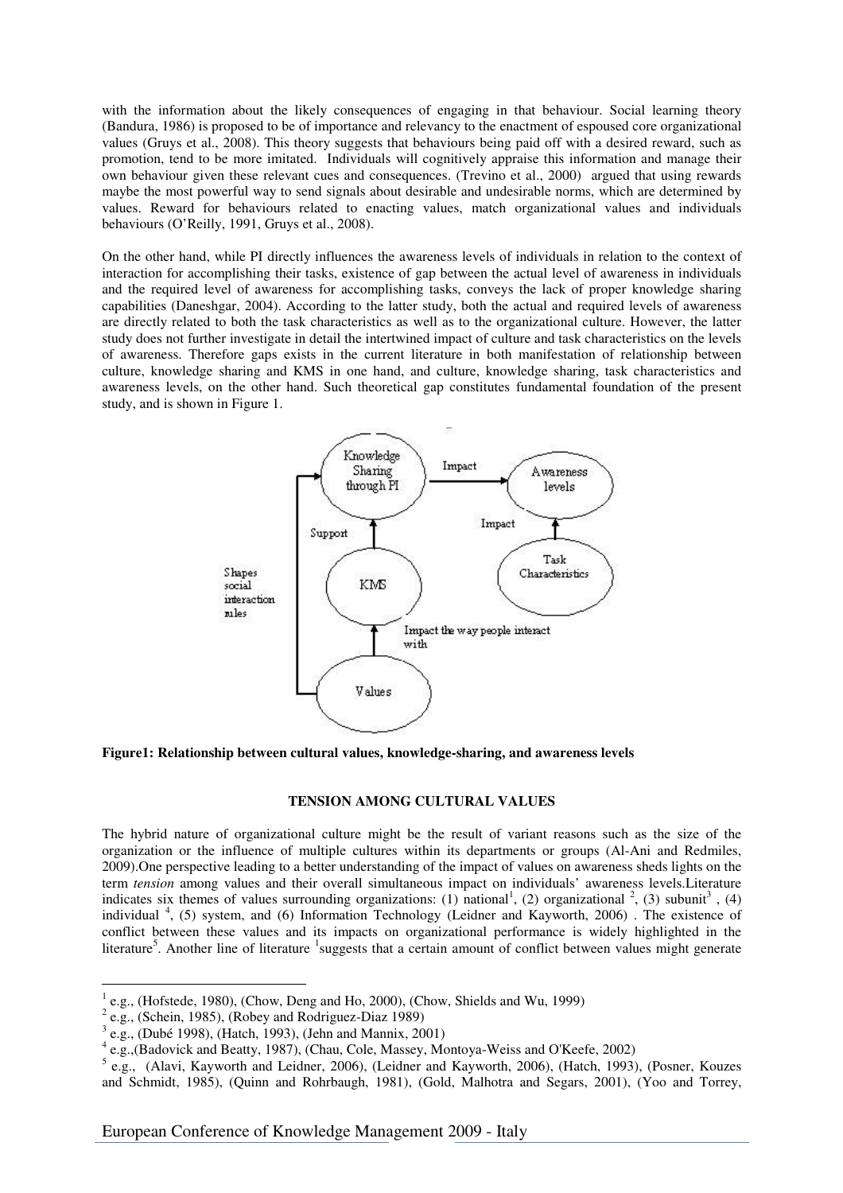with the information about the likely consequences of engaging in that behaviour. Social learning theory (Bandura, 1986) is proposed to be of importance and relevancy to the enactment of espoused core organizational values (Gruys et al., 2008). This theory suggests that behaviours being paid off with a desired reward, such as promotion, tend to be more imitated. Individuals will cognitively appraise this information and manage their own behaviour given these relevant cues and consequences. (Trevino et al., 2000) argued that using rewards maybe the most powerful way to send signals about desirable and undesirable norms, which are determined by values. Reward for behaviours related to enacting values, match organizational values and individuals behaviours (O'Reilly, 1991, Gruys et al., 2008).

On the other hand, while PI directly influences the awareness levels of individuals in relation to the context of interaction for accomplishing their tasks, existence of gap between the actual level of awareness in individuals and the required level of awareness for accomplishing tasks, conveys the lack of proper knowledge sharing capabilities (Daneshgar, 2004). According to the latter study, both the actual and required levels of awareness are directly related to both the task characteristics as well as to the organizational culture. However, the latter study does not further investigate in detail the intertwined impact of culture and task characteristics on the levels of awareness. Therefore gaps exists in the current literature in both manifestation of relationship between culture, knowledge sharing and KMS in one hand, and culture, knowledge sharing, task characteristics and awareness levels, on the other hand. Such theoretical gap constitutes fundamental foundation of the present study, and is shown in Figure 1.

Knowledge Sharing through PI — Impact → Awareness levels

Task Characteristics — Impact → Awareness levels

KMS — Support → Knowledge Sharing through PI

Values — Impact the way people interact with → KMS

Values — Shapes social interaction rules → Knowledge Sharing through PI

**Figure1: Relationship between cultural values, knowledge-sharing, and awareness levels**

## TENSION AMONG CULTURAL VALUES

The hybrid nature of organizational culture might be the result of variant reasons such as the size of the organization or the influence of multiple cultures within its departments or groups (Al-Ani and Redmiles, 2009).One perspective leading to a better understanding of the impact of values on awareness sheds lights on the term *tension* among values and their overall simultaneous impact on individuals' awareness levels.Literature indicates six themes of values surrounding organizations: (1) national[1], (2) organizational [2], (3) subunit[3] , (4) individual [4], (5) system, and (6) Information Technology (Leidner and Kayworth, 2006) . The existence of conflict between these values and its impacts on organizational performance is widely highlighted in the literature[5]. Another line of literature [1]suggests that a certain amount of conflict between values might generate

[1] e.g., (Hofstede, 1980), (Chow, Deng and Ho, 2000), (Chow, Shields and Wu, 1999)

[2] e.g., (Schein, 1985), (Robey and Rodriguez-Diaz 1989)

[3] e.g., (Dubé 1998), (Hatch, 1993), (Jehn and Mannix, 2001)

[4] e.g.,(Badovick and Beatty, 1987), (Chau, Cole, Massey, Montoya-Weiss and O'Keefe, 2002)

[5] e.g., (Alavi, Kayworth and Leidner, 2006), (Leidner and Kayworth, 2006), (Hatch, 1993), (Posner, Kouzes and Schmidt, 1985), (Quinn and Rohrbaugh, 1981), (Gold, Malhotra and Segars, 2001), (Yoo and Torrey,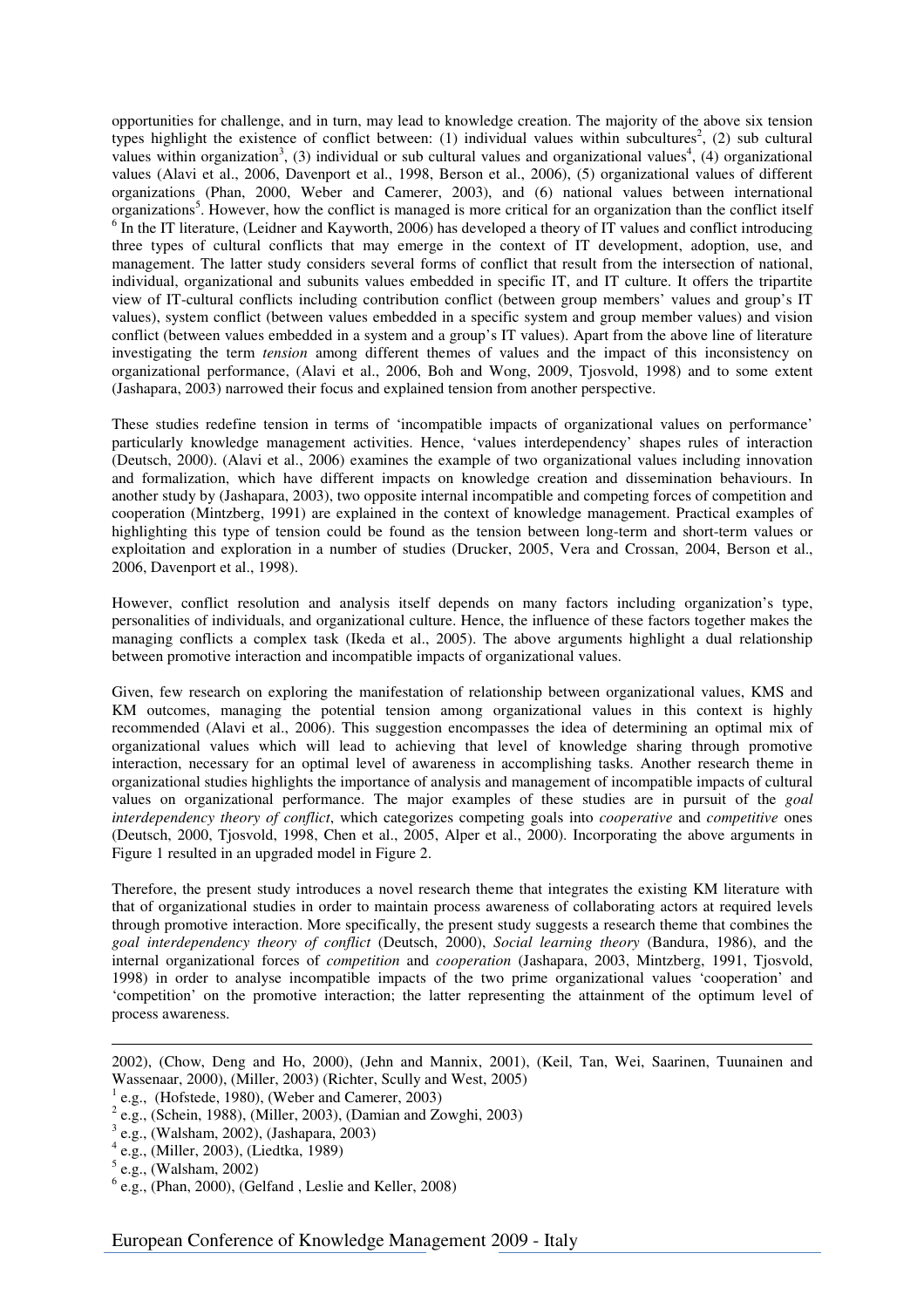opportunities for challenge, and in turn, may lead to knowledge creation. The majority of the above six tension types highlight the existence of conflict between: (1) individual values within subcultures[2], (2) sub cultural values within organization[3], (3) individual or sub cultural values and organizational values[4], (4) organizational values (Alavi et al., 2006, Davenport et al., 1998, Berson et al., 2006), (5) organizational values of different organizations (Phan, 2000, Weber and Camerer, 2003), and (6) national values between international organizations[5]. However, how the conflict is managed is more critical for an organization than the conflict itself [6] In the IT literature, (Leidner and Kayworth, 2006) has developed a theory of IT values and conflict introducing three types of cultural conflicts that may emerge in the context of IT development, adoption, use, and management. The latter study considers several forms of conflict that result from the intersection of national, individual, organizational and subunits values embedded in specific IT, and IT culture. It offers the tripartite view of IT-cultural conflicts including contribution conflict (between group members' values and group's IT values), system conflict (between values embedded in a specific system and group member values) and vision conflict (between values embedded in a system and a group's IT values). Apart from the above line of literature investigating the term *tension* among different themes of values and the impact of this inconsistency on organizational performance, (Alavi et al., 2006, Boh and Wong, 2009, Tjosvold, 1998) and to some extent (Jashapara, 2003) narrowed their focus and explained tension from another perspective.

These studies redefine tension in terms of 'incompatible impacts of organizational values on performance' particularly knowledge management activities. Hence, 'values interdependency' shapes rules of interaction (Deutsch, 2000). (Alavi et al., 2006) examines the example of two organizational values including innovation and formalization, which have different impacts on knowledge creation and dissemination behaviours. In another study by (Jashapara, 2003), two opposite internal incompatible and competing forces of competition and cooperation (Mintzberg, 1991) are explained in the context of knowledge management. Practical examples of highlighting this type of tension could be found as the tension between long-term and short-term values or exploitation and exploration in a number of studies (Drucker, 2005, Vera and Crossan, 2004, Berson et al., 2006, Davenport et al., 1998).

However, conflict resolution and analysis itself depends on many factors including organization's type, personalities of individuals, and organizational culture. Hence, the influence of these factors together makes the managing conflicts a complex task (Ikeda et al., 2005). The above arguments highlight a dual relationship between promotive interaction and incompatible impacts of organizational values.

Given, few research on exploring the manifestation of relationship between organizational values, KMS and KM outcomes, managing the potential tension among organizational values in this context is highly recommended (Alavi et al., 2006). This suggestion encompasses the idea of determining an optimal mix of organizational values which will lead to achieving that level of knowledge sharing through promotive interaction, necessary for an optimal level of awareness in accomplishing tasks. Another research theme in organizational studies highlights the importance of analysis and management of incompatible impacts of cultural values on organizational performance. The major examples of these studies are in pursuit of the *goal interdependency theory of conflict*, which categorizes competing goals into *cooperative* and *competitive* ones (Deutsch, 2000, Tjosvold, 1998, Chen et al., 2005, Alper et al., 2000). Incorporating the above arguments in Figure 1 resulted in an upgraded model in Figure 2.

Therefore, the present study introduces a novel research theme that integrates the existing KM literature with that of organizational studies in order to maintain process awareness of collaborating actors at required levels through promotive interaction. More specifically, the present study suggests a research theme that combines the *goal interdependency theory of conflict* (Deutsch, 2000), *Social learning theory* (Bandura, 1986), and the internal organizational forces of *competition* and *cooperation* (Jashapara, 2003, Mintzberg, 1991, Tjosvold, 1998) in order to analyse incompatible impacts of the two prime organizational values 'cooperation' and 'competition' on the promotive interaction; the latter representing the attainment of the optimum level of process awareness.

---

2002), (Chow, Deng and Ho, 2000), (Jehn and Mannix, 2001), (Keil, Tan, Wei, Saarinen, Tuunainen and Wassenaar, 2000), (Miller, 2003) (Richter, Scully and West, 2005)

[1] e.g., (Hofstede, 1980), (Weber and Camerer, 2003)

[2] e.g., (Schein, 1988), (Miller, 2003), (Damian and Zowghi, 2003)

[3] e.g., (Walsham, 2002), (Jashapara, 2003)

[4] e.g., (Miller, 2003), (Liedtka, 1989)

[5] e.g., (Walsham, 2002)

[6] e.g., (Phan, 2000), (Gelfand , Leslie and Keller, 2008)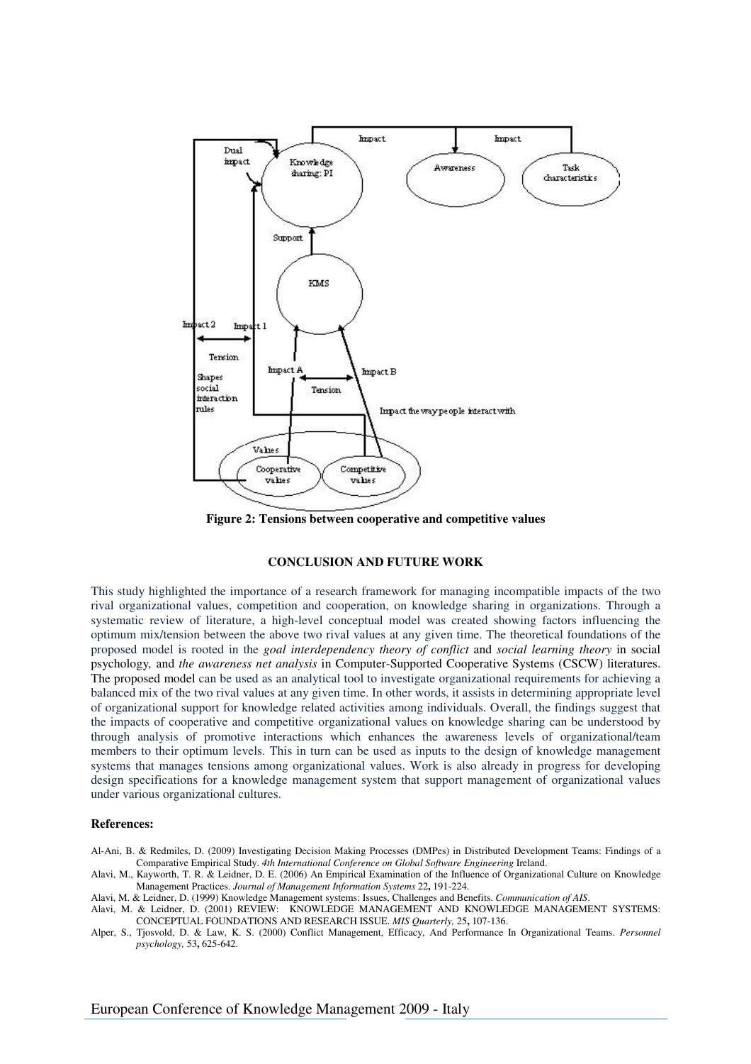Figure 2: Tensions between cooperative and competitive values

## CONCLUSION AND FUTURE WORK

This study highlighted the importance of a research framework for managing incompatible impacts of the two rival organizational values, competition and cooperation, on knowledge sharing in organizations. Through a systematic review of literature, a high-level conceptual model was created showing factors influencing the optimum mix/tension between the above two rival values at any given time. The theoretical foundations of the proposed model is rooted in the *goal interdependency theory of conflict* and *social learning theory* in social psychology*,* and *the awareness net analysis* in Computer-Supported Cooperative Systems (CSCW) literatures. The proposed model can be used as an analytical tool to investigate organizational requirements for achieving a balanced mix of the two rival values at any given time. In other words, it assists in determining appropriate level of organizational support for knowledge related activities among individuals. Overall, the findings suggest that the impacts of cooperative and competitive organizational values on knowledge sharing can be understood by through analysis of promotive interactions which enhances the awareness levels of organizational/team members to their optimum levels. This in turn can be used as inputs to the design of knowledge management systems that manages tensions among organizational values. Work is also already in progress for developing design specifications for a knowledge management system that support management of organizational values under various organizational cultures.

**References:**

Al-Ani, B. & Redmiles, D. (2009) Investigating Decision Making Processes (DMPes) in Distributed Development Teams: Findings of a Comparative Empirical Study. *4th International Conference on Global Software Engineering* Ireland.

Alavi, M., Kayworth, T. R. & Leidner, D. E. (2006) An Empirical Examination of the Influence of Organizational Culture on Knowledge Management Practices. *Journal of Management Information Systems* 22**,** 191-224.

Alavi, M. & Leidner, D. (1999) Knowledge Management systems: Issues, Challenges and Benefits. *Communication of AIS*.

Alavi, M. & Leidner, D. (2001) REVIEW: KNOWLEDGE MANAGEMENT AND KNOWLEDGE MANAGEMENT SYSTEMS: CONCEPTUAL FOUNDATIONS AND RESEARCH ISSUE. *MIS Quarterly,* 25**,** 107-136.

Alper, S., Tjosvold, D. & Law, K. S. (2000) Conflict Management, Efficacy, And Performance In Organizational Teams. *Personnel psychology,* 53**,** 625-642.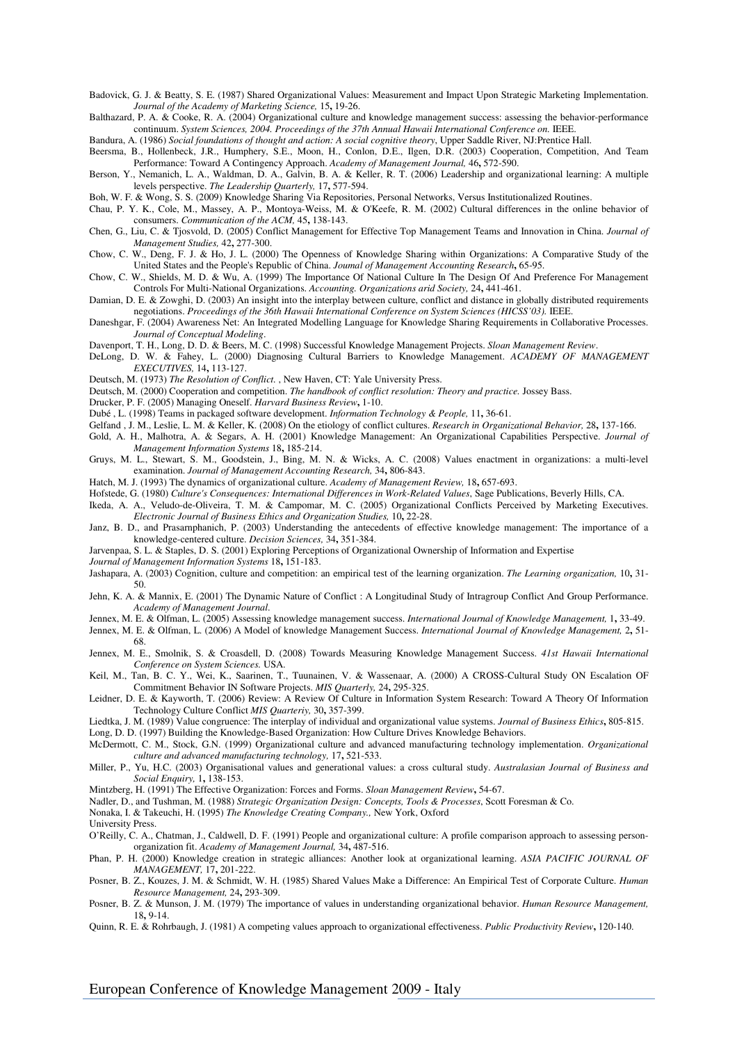Badovick, G. J. & Beatty, S. E. (1987) Shared Organizational Values: Measurement and Impact Upon Strategic Marketing Implementation. *Journal of the Academy of Marketing Science,* 15**,** 19-26.

Balthazard, P. A. & Cooke, R. A. (2004) Organizational culture and knowledge management success: assessing the behavior-performance continuum. *System Sciences, 2004. Proceedings of the 37th Annual Hawaii International Conference on.* IEEE.

Bandura, A. (1986) *Social foundations of thought and action: A social cognitive theory*, Upper Saddle River, NJ:Prentice Hall.

Beersma, B., Hollenbeck, J.R., Humphery, S.E., Moon, H., Conlon, D.E., Ilgen, D.R. (2003) Cooperation, Competition, And Team Performance: Toward A Contingency Approach. *Academy of Management Journal,* 46**,** 572-590.

Berson, Y., Nemanich, L. A., Waldman, D. A., Galvin, B. A. & Keller, R. T. (2006) Leadership and organizational learning: A multiple levels perspective. *The Leadership Quarterly,* 17**,** 577-594.

Boh, W. F. & Wong, S. S. (2009) Knowledge Sharing Via Repositories, Personal Networks, Versus Institutionalized Routines.

Chau, P. Y. K., Cole, M., Massey, A. P., Montoya-Weiss, M. & O'Keefe, R. M. (2002) Cultural differences in the online behavior of consumers. *Communication of the ACM,* 45**,** 138-143.

Chen, G., Liu, C. & Tjosvold, D. (2005) Conflict Management for Effective Top Management Teams and Innovation in China. *Journal of Management Studies,* 42**,** 277-300.

Chow, C. W., Deng, F. J. & Ho, J. L. (2000) The Openness of Knowledge Sharing within Organizations: A Comparative Study of the United States and the People's Republic of China. *Joumal of Management Accounting Research***,** 65-95.

Chow, C. W., Shields, M. D. & Wu, A. (1999) The Importance Of National Culture In The Design Of And Preference For Management Controls For Multi-National Organizations. *Accounting. Organizations arid Society,* 24**,** 441-461.

Damian, D. E. & Zowghi, D. (2003) An insight into the interplay between culture, conflict and distance in globally distributed requirements negotiations. *Proceedings of the 36th Hawaii International Conference on System Sciences (HICSS'03).* IEEE.

Daneshgar, F. (2004) Awareness Net: An Integrated Modelling Language for Knowledge Sharing Requirements in Collaborative Processes. *Journal of Conceptual Modeling*.

Davenport, T. H., Long, D. D. & Beers, M. C. (1998) Successful Knowledge Management Projects. *Sloan Management Review*.

DeLong, D. W. & Fahey, L. (2000) Diagnosing Cultural Barriers to Knowledge Management. *ACADEMY OF MANAGEMENT EXECUTIVES,* 14**,** 113-127.

Deutsch, M. (1973) *The Resolution of Conflict.* , New Haven, CT: Yale University Press.

Deutsch, M. (2000) Cooperation and competition. *The handbook of conflict resolution: Theory and practice.* Jossey Bass.

Drucker, P. F. (2005) Managing Oneself. *Harvard Business Review***,** 1-10.

Dubé , L. (1998) Teams in packaged software development. *Information Technology & People,* 11**,** 36-61.

Gelfand , J. M., Leslie, L. M. & Keller, K. (2008) On the etiology of conflict cultures. *Research in Organizational Behavior,* 28**,** 137-166.

Gold, A. H., Malhotra, A. & Segars, A. H. (2001) Knowledge Management: An Organizational Capabilities Perspective. *Journal of Management Information Systems* 18**,** 185-214.

Gruys, M. L., Stewart, S. M., Goodstein, J., Bing, M. N. & Wicks, A. C. (2008) Values enactment in organizations: a multi-level examination. *Journal of Management Accounting Research,* 34**,** 806-843.

Hatch, M. J. (1993) The dynamics of organizational culture. *Academy of Management Review,* 18**,** 657-693.

Hofstede, G. (1980) *Culture's Consequences: International Differences in Work-Related Values*, Sage Publications, Beverly Hills, CA.

Ikeda, A. A., Veludo-de-Oliveira, T. M. & Campomar, M. C. (2005) Organizational Conflicts Perceived by Marketing Executives. *Electronic Journal of Business Ethics and Organization Studies,* 10**,** 22-28.

Janz, B. D., and Prasarnphanich, P. (2003) Understanding the antecedents of effective knowledge management: The importance of a knowledge-centered culture. *Decision Sciences,* 34**,** 351-384.

Jarvenpaa, S. L. & Staples, D. S. (2001) Exploring Perceptions of Organizational Ownership of Information and Expertise
*Journal of Management Information Systems* 18**,** 151-183.

Jashapara, A. (2003) Cognition, culture and competition: an empirical test of the learning organization. *The Learning organization,* 10**,** 31-50.

Jehn, K. A. & Mannix, E. (2001) The Dynamic Nature of Conflict : A Longitudinal Study of Intragroup Conflict And Group Performance. *Academy of Management Journal*.

Jennex, M. E. & Olfman, L. (2005) Assessing knowledge management success. *International Journal of Knowledge Management,* 1**,** 33-49.

Jennex, M. E. & Olfman, L. (2006) A Model of knowledge Management Success. *International Journal of Knowledge Management,* 2**,** 51-68.

Jennex, M. E., Smolnik, S. & Croasdell, D. (2008) Towards Measuring Knowledge Management Success. *41st Hawaii International Conference on System Sciences.* USA.

Keil, M., Tan, B. C. Y., Wei, K., Saarinen, T., Tuunainen, V. & Wassenaar, A. (2000) A CROSS-Cultural Study ON Escalation OF Commitment Behavior IN Software Projects. *MIS Quarterly,* 24**,** 295-325.

Leidner, D. E. & Kayworth, T. (2006) Review: A Review Of Culture in Information System Research: Toward A Theory Of Information Technology Culture Conflict *MIS Quarteriy,* 30**,** 357-399.

Liedtka, J. M. (1989) Value congruence: The interplay of individual and organizational value systems. *Journal of Business Ethics***,** 805-815.

Long, D. D. (1997) Building the Knowledge-Based Organization: How Culture Drives Knowledge Behaviors.

McDermott, C. M., Stock, G.N. (1999) Organizational culture and advanced manufacturing technology implementation. *Organizational culture and advanced manufacturing technology,* 17**,** 521-533.

Miller, P., Yu, H.C. (2003) Organisational values and generational values: a cross cultural study. *Australasian Journal of Business and Social Enquiry,* 1**,** 138-153.

Mintzberg, H. (1991) The Effective Organization: Forces and Forms. *Sloan Management Review***,** 54-67.

Nadler, D., and Tushman, M. (1988) *Strategic Organization Design: Concepts, Tools & Processes*, Scott Foresman & Co.

Nonaka, I. & Takeuchi, H. (1995) *The Knowledge Creating Company.,* New York, Oxford
University Press.

O'Reilly, C. A., Chatman, J., Caldwell, D. F. (1991) People and organizational culture: A profile comparison approach to assessing person-organization fit. *Academy of Management Journal,* 34**,** 487-516.

Phan, P. H. (2000) Knowledge creation in strategic alliances: Another look at organizational learning. *ASIA PACIFIC JOURNAL OF MANAGEMENT,* 17**,** 201-222.

Posner, B. Z., Kouzes, J. M. & Schmidt, W. H. (1985) Shared Values Make a Difference: An Empirical Test of Corporate Culture. *Human Resource Management,* 24**,** 293-309.

Posner, B. Z. & Munson, J. M. (1979) The importance of values in understanding organizational behavior. *Human Resource Management,* 18**,** 9-14.

Quinn, R. E. & Rohrbaugh, J. (1981) A competing values approach to organizational effectiveness. *Public Productivity Review***,** 120-140.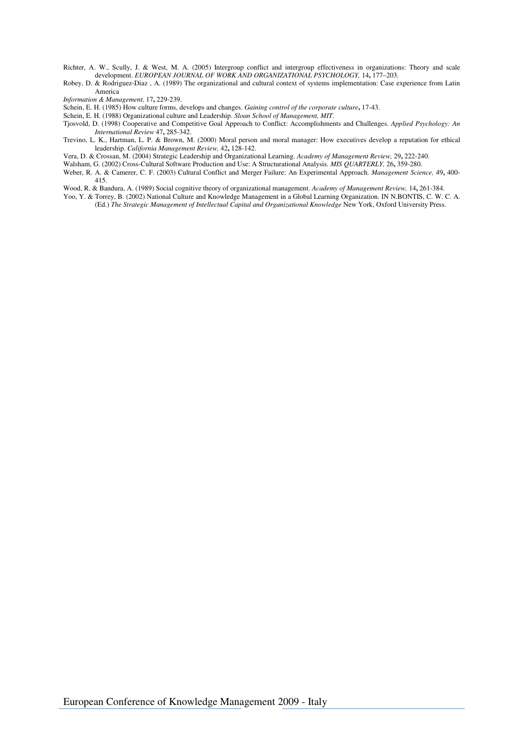Richter, A. W., Scully, J. & West, M. A. (2005) Intergroup conflict and intergroup effectiveness in organizations: Theory and scale development. *EUROPEAN JOURNAL OF WORK AND ORGANIZATIONAL PSYCHOLOGY,* 14**,** 177–203.

Robey, D. & Rodriguez-Diaz , A. (1989) The organizational and cultural context of systems implementation: Case experience from Latin America

*Information & Management,* 17**,** 229-239.

Schein, E. H. (1985) How culture forms, develops and changes. *Gaining control of the corporate culture***,** 17-43.

Schein, E. H. (1988) Organizational culture and Leadership. *Sloan School of Management, MIT*.

Tjosvold, D. (1998) Cooperative and Competitive Goal Approach to Conflict: Accomplishments and Challenges. *Applied Psychology: An International Review* 47**,** 285-342.

Trevino, L. K., Hartman, L. P. & Brown, M. (2000) Moral person and moral manager: How executives develop a reputation for ethical leadership. *California Management Review,* 42**,** 128-142.

Vera, D. & Crossan, M. (2004) Strategic Leadership and Organizational Learning. *Academy of Management Review,* 29**,** 222-240.

Walsham, G. (2002) Cross-Cultural Software Production and Use: A Structurational Analysis. *MIS QUARTERLY,* 26**,** 359-280.

Weber, R. A. & Camerer, C. F. (2003) Cultural Conflict and Merger Failure: An Experimental Approach. *Management Science,* 49**,** 400-415.

Wood, R. & Bandura, A. (1989) Social cognitive theory of organizational management. *Academy of Management Review,* 14**,** 261-384.

Yoo, Y. & Torrey, B. (2002) National Culture and Knowledge Management in a Global Learning Organization. IN N.BONTIS, C. W. C. A. (Ed.) *The Strategic Management of Intellectual Capital and Organizational Knowledge* New York, Oxford University Press.